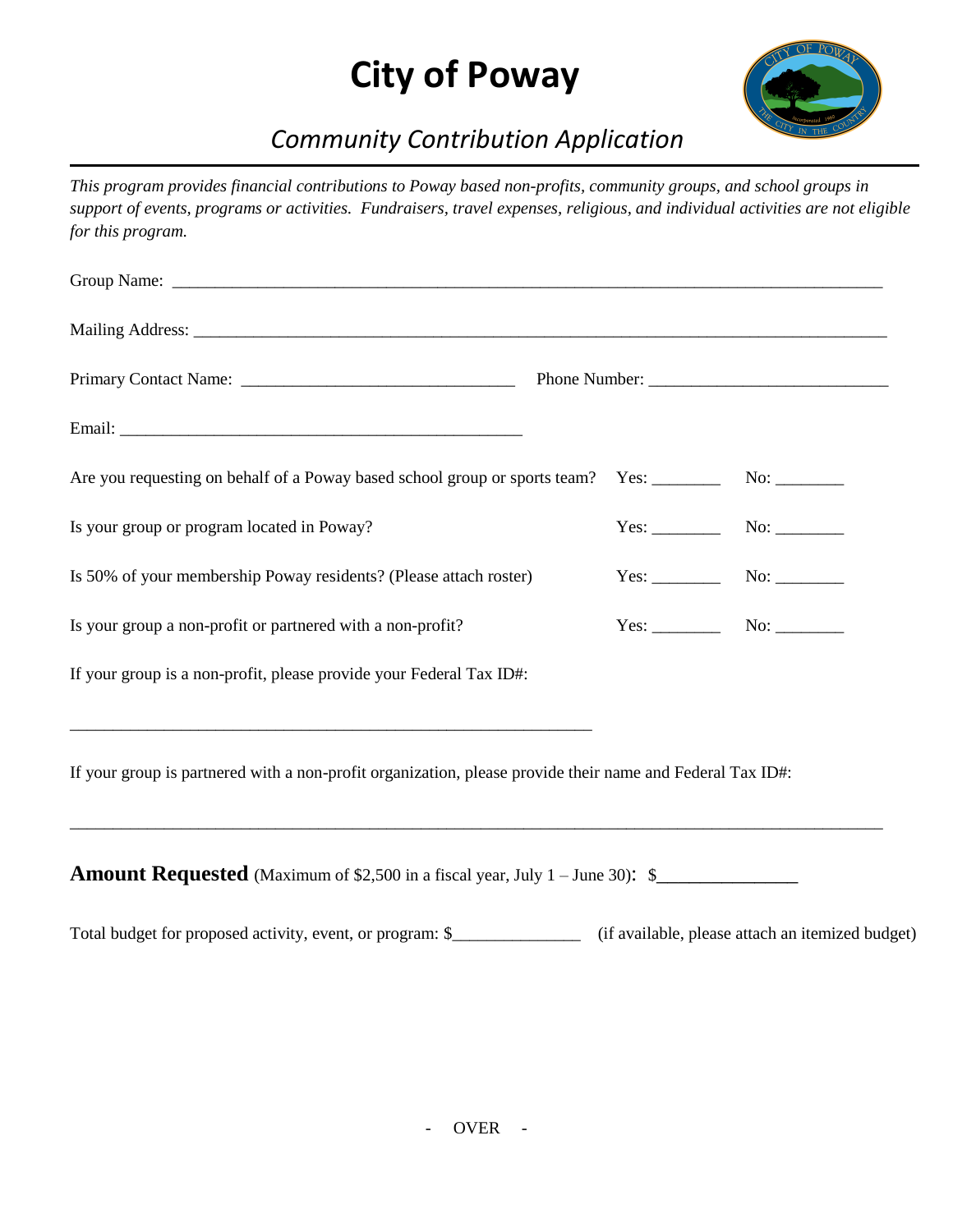# City of Poway

## *Community Contribution Application*

*This program provides financial contributions to Poway based non-profits, community groups, and school groups in support of events, programs or activities. Fundraisers, travel expenses, religious, and individual activities are not eligible for this program.*

Group Name: ____________________________________________________________________________________

Mailing Address: ________________________________________________________________________________

Primary Contact Name: _________________________________ Phone Number: ___________________________

Email: ________________________________________________

Are you requesting on behalf of a Poway based school group or sports team? Yes: ________ No: ________

Is your group or program located in Poway? Yes: ________ No: ________

Is 50% of your membership Poway residents? (Please attach roster) Yes: ________ No: ________

Is your group a non-profit or partnered with a non-profit? Yes: ________ No: ________

If your group is a non-profit, please provide your Federal Tax ID#:

_______________________________________________________________

If your group is partnered with a non-profit organization, please provide their name and Federal Tax ID#:

___________________________________________________________________________________________________

**Amount Requested** (Maximum of $2,500 in a fiscal year, July 1 – June 30): $_______________

Total budget for proposed activity, event, or program: $_______________ (if available, please attach an itemized budget)

- OVER -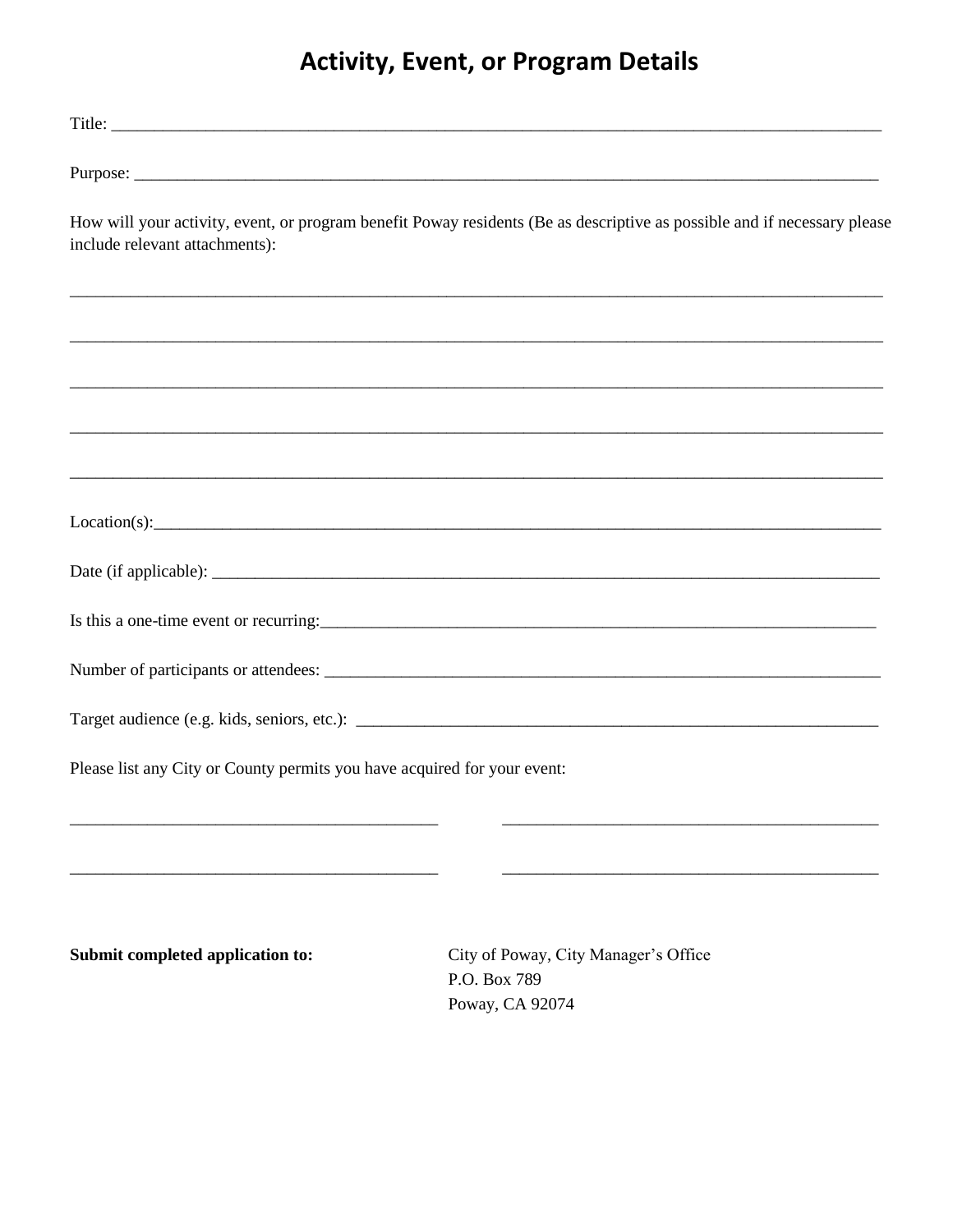# Activity, Event, or Program Details

Title: ________________________________________________________________________________________

Purpose: ______________________________________________________________________________________

How will your activity, event, or program benefit Poway residents (Be as descriptive as possible and if necessary please include relevant attachments):

______________________________________________________________________________________________

______________________________________________________________________________________________

______________________________________________________________________________________________

______________________________________________________________________________________________

______________________________________________________________________________________________

Location(s):___________________________________________________________________________________

Date (if applicable): ___________________________________________________________________________

Is this a one-time event or recurring:____________________________________________________________

Number of participants or attendees: ____________________________________________________________

Target audience (e.g. kids, seniors, etc.): _________________________________________________________

Please list any City or County permits you have acquired for your event:

_________________________________________ _________________________________________

_________________________________________ _________________________________________

**Submit completed application to:**

City of Poway, City Manager's Office
P.O. Box 789
Poway, CA 92074